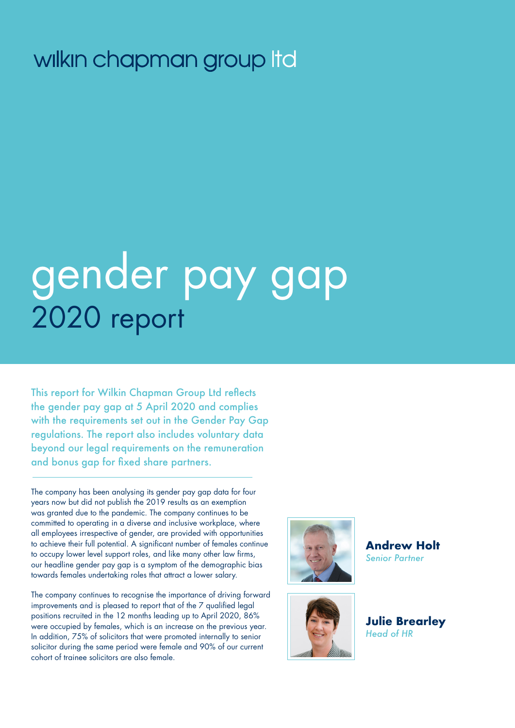wilkin chapman group ltd

# gender pay gap
## 2020 report

This report for Wilkin Chapman Group Ltd reflects the gender pay gap at 5 April 2020 and complies with the requirements set out in the Gender Pay Gap regulations. The report also includes voluntary data beyond our legal requirements on the remuneration and bonus gap for fixed share partners.

The company has been analysing its gender pay gap data for four years now but did not publish the 2019 results as an exemption was granted due to the pandemic. The company continues to be committed to operating in a diverse and inclusive workplace, where all employees irrespective of gender, are provided with opportunities to achieve their full potential. A significant number of females continue to occupy lower level support roles, and like many other law firms, our headline gender pay gap is a symptom of the demographic bias towards females undertaking roles that attract a lower salary.

The company continues to recognise the importance of driving forward improvements and is pleased to report that of the 7 qualified legal positions recruited in the 12 months leading up to April 2020, 86% were occupied by females, which is an increase on the previous year. In addition, 75% of solicitors that were promoted internally to senior solicitor during the same period were female and 90% of our current cohort of trainee solicitors are also female.

**Andrew Holt**
*Senior Partner*

**Julie Brearley**
*Head of HR*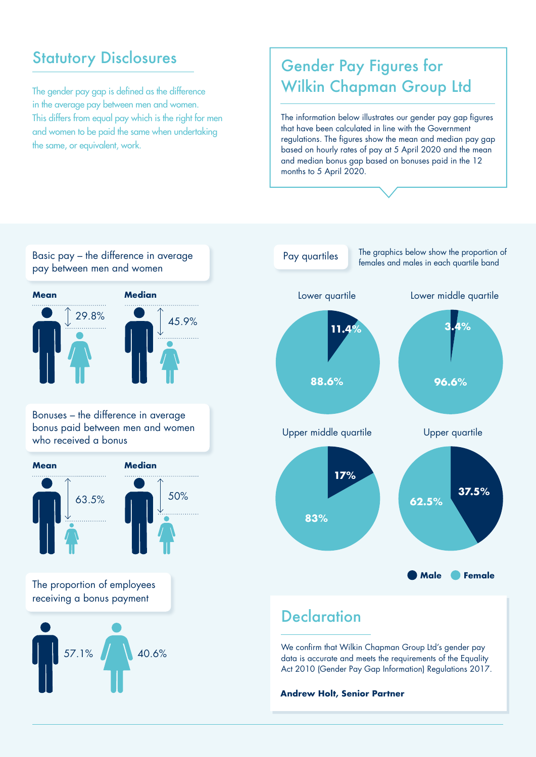## Statutory Disclosures

The gender pay gap is defined as the difference in the average pay between men and women. This differs from equal pay which is the right for men and women to be paid the same when undertaking the same, or equivalent, work.

## Gender Pay Figures for Wilkin Chapman Group Ltd

The information below illustrates our gender pay gap figures that have been calculated in line with the Government regulations. The figures show the mean and median pay gap based on hourly rates of pay at 5 April 2020 and the mean and median bonus gap based on bonuses paid in the 12 months to 5 April 2020.

### Basic pay – the difference in average pay between men and women

| Mean | Median |
|---|---|
| 29.8% | 45.9% |

### Bonuses – the difference in average bonus paid between men and women who received a bonus

| Mean | Median |
|---|---|
| 63.5% | 50% |

### The proportion of employees receiving a bonus payment

| Male | Female |
|---|---|
| 57.1% | 40.6% |

### Pay quartiles

The graphics below show the proportion of females and males in each quartile band

| Quartile | Male | Female |
|---|---|---|
| Lower quartile | 11.4% | 88.6% |
| Lower middle quartile | 3.4% | 96.6% |
| Upper middle quartile | 17% | 83% |
| Upper quartile | 37.5% | 62.5% |

## Declaration

We confirm that Wilkin Chapman Group Ltd's gender pay data is accurate and meets the requirements of the Equality Act 2010 (Gender Pay Gap Information) Regulations 2017.

**Andrew Holt, Senior Partner**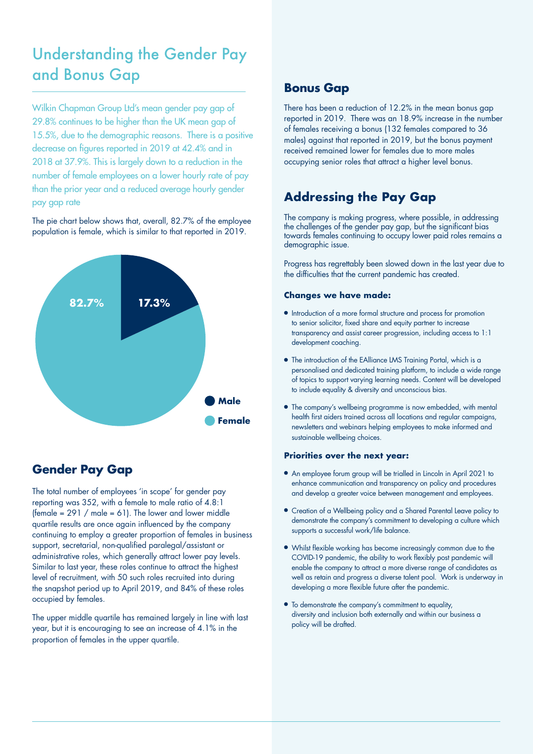# Understanding the Gender Pay and Bonus Gap

Wilkin Chapman Group Ltd's mean gender pay gap of 29.8% continues to be higher than the UK mean gap of 15.5%, due to the demographic reasons. There is a positive decrease on figures reported in 2019 at 42.4% and in 2018 at 37.9%. This is largely down to a reduction in the number of female employees on a lower hourly rate of pay than the prior year and a reduced average hourly gender pay gap rate

The pie chart below shows that, overall, 82.7% of the employee population is female, which is similar to that reported in 2019.

82.7% 17.3%

Male
Female

## Gender Pay Gap

The total number of employees 'in scope' for gender pay reporting was 352, with a female to male ratio of 4.8:1 (female = 291 / male = 61). The lower and lower middle quartile results are once again influenced by the company continuing to employ a greater proportion of females in business support, secretarial, non-qualified paralegal/assistant or administrative roles, which generally attract lower pay levels. Similar to last year, these roles continue to attract the highest level of recruitment, with 50 such roles recruited into during the snapshot period up to April 2019, and 84% of these roles occupied by females.

The upper middle quartile has remained largely in line with last year, but it is encouraging to see an increase of 4.1% in the proportion of females in the upper quartile.

## Bonus Gap

There has been a reduction of 12.2% in the mean bonus gap reported in 2019. There was an 18.9% increase in the number of females receiving a bonus (132 females compared to 36 males) against that reported in 2019, but the bonus payment received remained lower for females due to more males occupying senior roles that attract a higher level bonus.

## Addressing the Pay Gap

The company is making progress, where possible, in addressing the challenges of the gender pay gap, but the significant bias towards females continuing to occupy lower paid roles remains a demographic issue.

Progress has regrettably been slowed down in the last year due to the difficulties that the current pandemic has created.

### Changes we have made:

- Introduction of a more formal structure and process for promotion to senior solicitor, fixed share and equity partner to increase transparency and assist career progression, including access to 1:1 development coaching.
- The introduction of the EAlliance LMS Training Portal, which is a personalised and dedicated training platform, to include a wide range of topics to support varying learning needs. Content will be developed to include equality & diversity and unconscious bias.
- The company's wellbeing programme is now embedded, with mental health first aiders trained across all locations and regular campaigns, newsletters and webinars helping employees to make informed and sustainable wellbeing choices.

### Priorities over the next year:

- An employee forum group will be trialled in Lincoln in April 2021 to enhance communication and transparency on policy and procedures and develop a greater voice between management and employees.
- Creation of a Wellbeing policy and a Shared Parental Leave policy to demonstrate the company's commitment to developing a culture which supports a successful work/life balance.
- Whilst flexible working has become increasingly common due to the COVID-19 pandemic, the ability to work flexibly post pandemic will enable the company to attract a more diverse range of candidates as well as retain and progress a diverse talent pool. Work is underway in developing a more flexible future after the pandemic.
- To demonstrate the company's commitment to equality, diversity and inclusion both externally and within our business a policy will be drafted.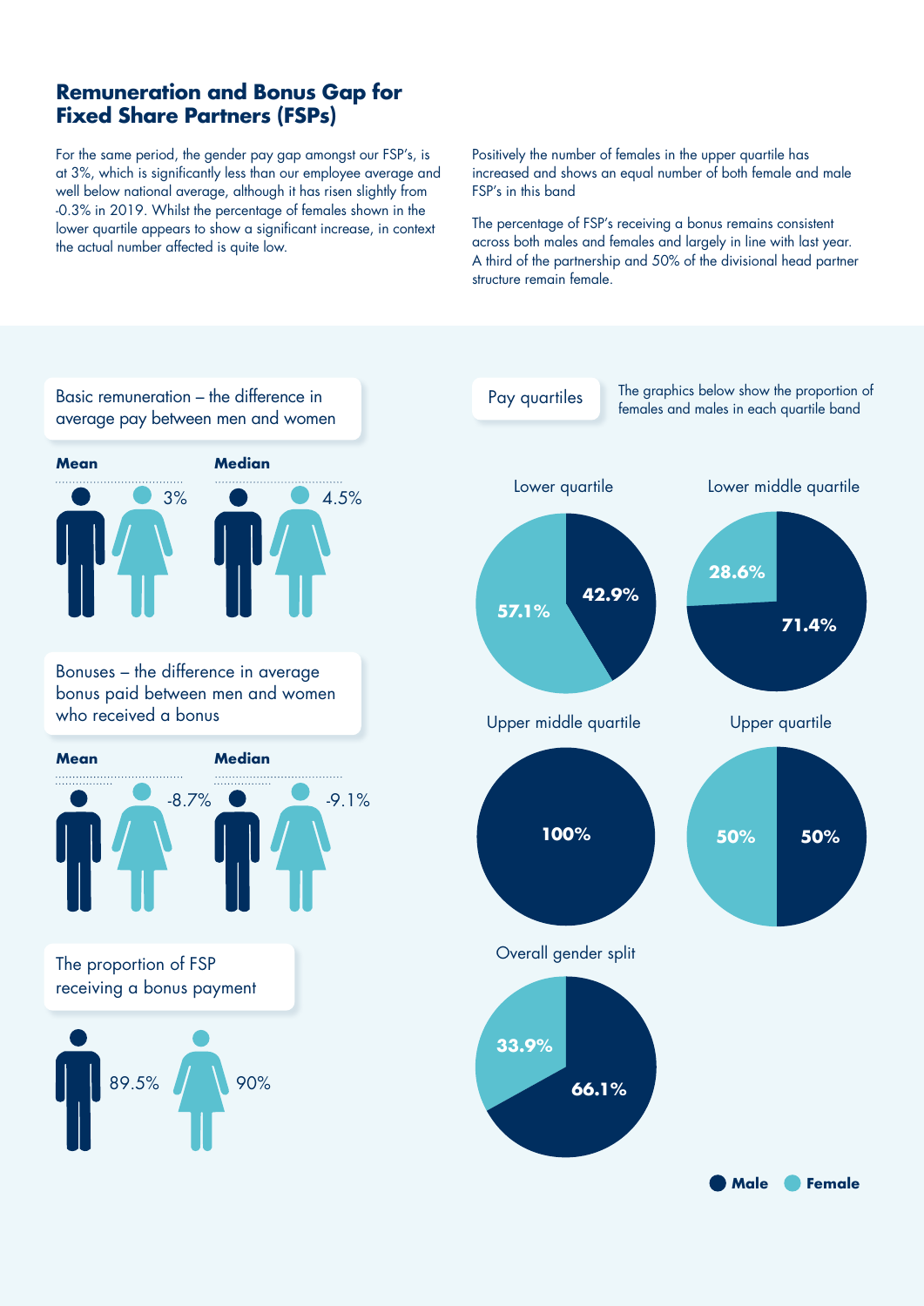## Remuneration and Bonus Gap for Fixed Share Partners (FSPs)

For the same period, the gender pay gap amongst our FSP's, is at 3%, which is significantly less than our employee average and well below national average, although it has risen slightly from -0.3% in 2019. Whilst the percentage of females shown in the lower quartile appears to show a significant increase, in context the actual number affected is quite low.

Positively the number of females in the upper quartile has increased and shows an equal number of both female and male FSP's in this band

The percentage of FSP's receiving a bonus remains consistent across both males and females and largely in line with last year. A third of the partnership and 50% of the divisional head partner structure remain female.

Basic remuneration – the difference in average pay between men and women

**Mean**

3%

**Median**

4.5%

Bonuses – the difference in average bonus paid between men and women who received a bonus

**Mean**

-8.7%

**Median**

-9.1%

The proportion of FSP receiving a bonus payment

89.5%

90%

Pay quartiles

The graphics below show the proportion of females and males in each quartile band

Lower quartile

57.1%

42.9%

Lower middle quartile

28.6%

71.4%

Upper middle quartile

100%

Upper quartile

50%

50%

Overall gender split

33.9%

66.1%

**Male** **Female**